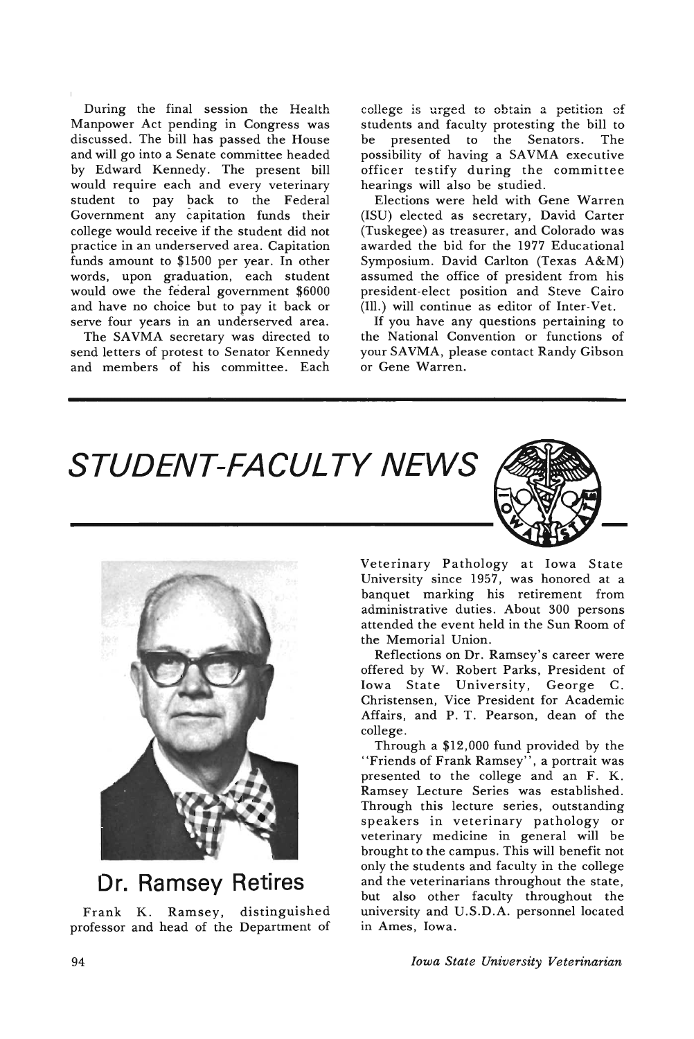During the final session the Health Manpower Act pending in Congress was discussed. The bill has passed the House and will go into a Senate committee headed by Edward Kennedy. The present bill would require each and every veterinary student to pay back to the Federal Government any capitation funds their college would receive if the student did not practice in an underserved area. Capitation funds amount to $1500 per year. In other words, upon graduation, each student would owe the federal government $6000 and have no choice but to pay it back or serve four years in an underserved area.

The SAVMA secretary was directed to send letters of protest to Senator Kennedy and members of his committee. Each college is urged to obtain a petition of students and faculty protesting the bill to be presented to the Senators. The possibility of having a SAVMA executive officer testify during the committee hearings will also be studied.

Elections were held with Gene Warren (ISU) elected as secretary, David Carter (Tuskegee) as treasurer, and Colorado was awarded the bid for the 1977 Educational Symposium. David Carlton (Texas A&M) assumed the office of president from his president-elect position and Steve Cairo (Ill.) will continue as editor of Inter-Vet.

If you have any questions pertaining to the National Convention or functions of your SAVMA, please contact Randy Gibson or Gene Warren.

# STUDENT-FACULTY NEWS

## Dr. Ramsey Retires

Frank K. Ramsey, distinguished professor and head of the Department of Veterinary Pathology at Iowa State University since 1957, was honored at a banquet marking his retirement from administrative duties. About 300 persons attended the event held in the Sun Room of the Memorial Union.

Reflections on Dr. Ramsey's career were offered by W. Robert Parks, President of Iowa State University, George C. Christensen, Vice President for Academic Affairs, and P. T. Pearson, dean of the college.

Through a $12,000 fund provided by the "Friends of Frank Ramsey", a portrait was presented to the college and an F. K. Ramsey Lecture Series was established. Through this lecture series, outstanding speakers in veterinary pathology or veterinary medicine in general will be brought to the campus. This will benefit not only the students and faculty in the college and the veterinarians throughout the state, but also other faculty throughout the university and U.S.D.A. personnel located in Ames, Iowa.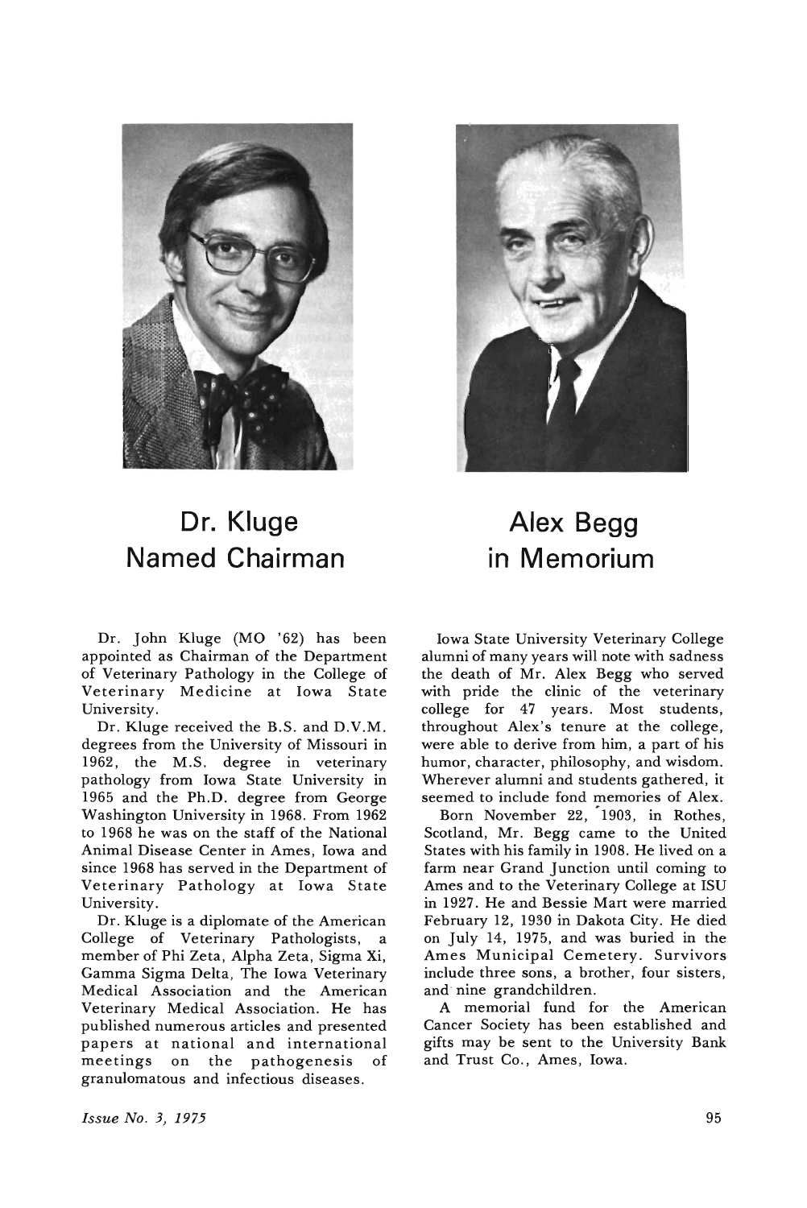## Dr. Kluge Named Chairman

Dr. John Kluge (MO '62) has been appointed as Chairman of the Department of Veterinary Pathology in the College of Veterinary Medicine at Iowa State University.

Dr. Kluge received the B.S. and D.V.M. degrees from the University of Missouri in 1962, the M.S. degree in veterinary pathology from Iowa State University in 1965 and the Ph.D. degree from George Washington University in 1968. From 1962 to 1968 he was on the staff of the National Animal Disease Center in Ames, Iowa and since 1968 has served in the Department of Veterinary Pathology at Iowa State University.

Dr. Kluge is a diplomate of the American College of Veterinary Pathologists, a member of Phi Zeta, Alpha Zeta, Sigma Xi, Gamma Sigma Delta, The Iowa Veterinary Medical Association and the American Veterinary Medical Association. He has published numerous articles and presented papers at national and international meetings on the pathogenesis of granulomatous and infectious diseases.

## Alex Begg in Memorium

Iowa State University Veterinary College alumni of many years will note with sadness the death of Mr. Alex Begg who served with pride the clinic of the veterinary college for 47 years. Most students, throughout Alex's tenure at the college, were able to derive from him, a part of his humor, character, philosophy, and wisdom. Wherever alumni and students gathered, it seemed to include fond memories of Alex.

Born November 22, 1903, in Rothes, Scotland, Mr. Begg came to the United States with his family in 1908. He lived on a farm near Grand Junction until coming to Ames and to the Veterinary College at ISU in 1927. He and Bessie Mart were married February 12, 1930 in Dakota City. He died on July 14, 1975, and was buried in the Ames Municipal Cemetery. Survivors include three sons, a brother, four sisters, and nine grandchildren.

A memorial fund for the American Cancer Society has been established and gifts may be sent to the University Bank and Trust Co., Ames, Iowa.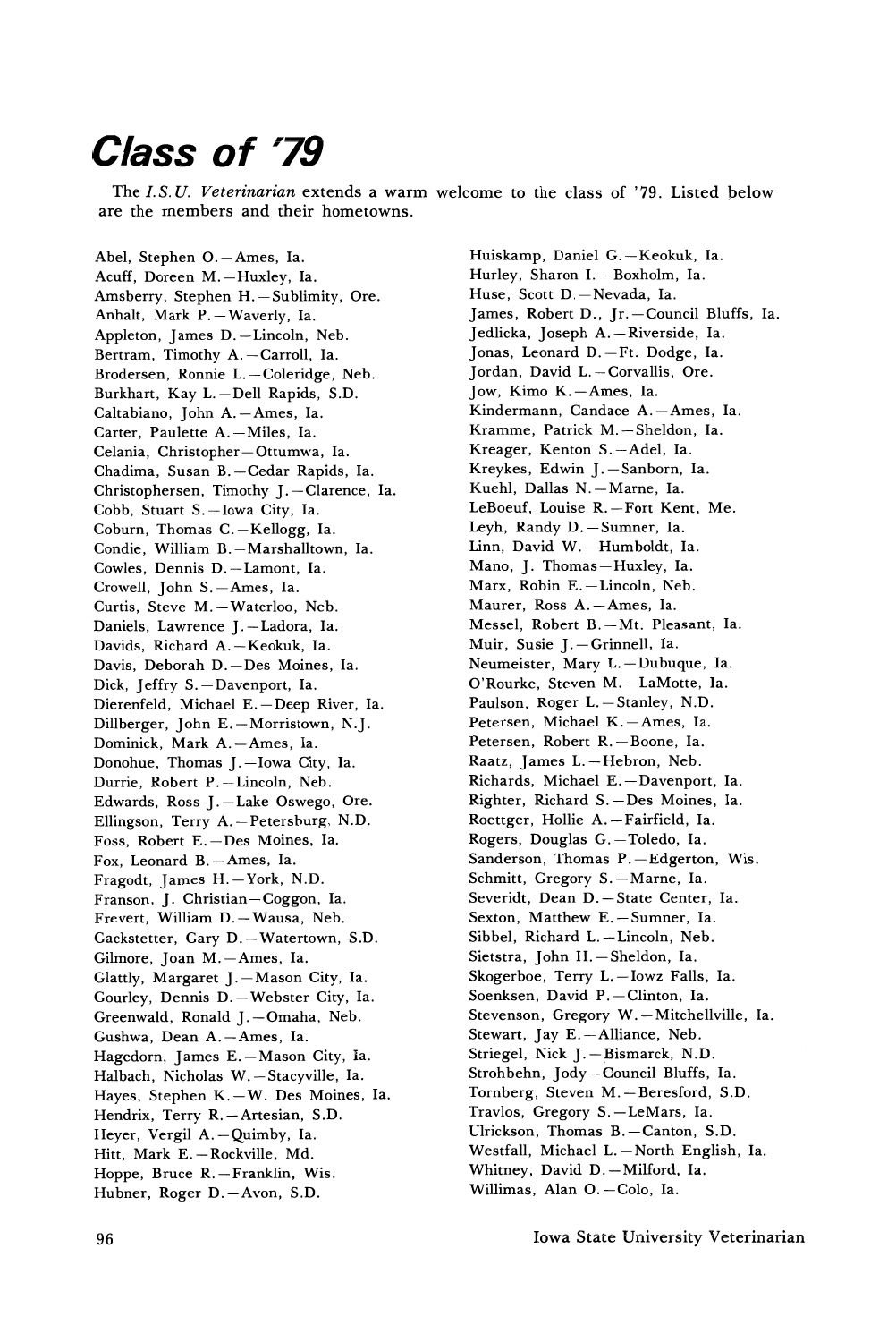# Class of '79

The *I.S.U. Veterinarian* extends a warm welcome to the class of '79. Listed below are the members and their hometowns.

Abel, Stephen O.—Ames, Ia.
Acuff, Doreen M.—Huxley, Ia.
Amsberry, Stephen H.—Sublimity, Ore.
Anhalt, Mark P.—Waverly, Ia.
Appleton, James D.—Lincoln, Neb.
Bertram, Timothy A.—Carroll, Ia.
Brodersen, Ronnie L.—Coleridge, Neb.
Burkhart, Kay L.—Dell Rapids, S.D.
Caltabiano, John A.—Ames, Ia.
Carter, Paulette A.—Miles, Ia.
Celania, Christopher—Ottumwa, Ia.
Chadima, Susan B.—Cedar Rapids, Ia.
Christophersen, Timothy J.—Clarence, Ia.
Cobb, Stuart S.—Iowa City, Ia.
Coburn, Thomas C.—Kellogg, Ia.
Condie, William B.—Marshalltown, Ia.
Cowles, Dennis D.—Lamont, Ia.
Crowell, John S.—Ames, Ia.
Curtis, Steve M.—Waterloo, Neb.
Daniels, Lawrence J.—Ladora, Ia.
Davids, Richard A.—Keokuk, Ia.
Davis, Deborah D.—Des Moines, Ia.
Dick, Jeffry S.—Davenport, Ia.
Dierenfeld, Michael E.—Deep River, Ia.
Dillberger, John E.—Morristown, N.J.
Dominick, Mark A.—Ames, Ia.
Donohue, Thomas J.—Iowa City, Ia.
Durrie, Robert P.—Lincoln, Neb.
Edwards, Ross J.—Lake Oswego, Ore.
Ellingson, Terry A.—Petersburg, N.D.
Foss, Robert E.—Des Moines, Ia.
Fox, Leonard B.—Ames, Ia.
Fragodt, James H.—York, N.D.
Franson, J. Christian—Coggon, Ia.
Frevert, William D.—Wausa, Neb.
Gackstetter, Gary D.—Watertown, S.D.
Gilmore, Joan M.—Ames, Ia.
Glattly, Margaret J.—Mason City, Ia.
Gourley, Dennis D.—Webster City, Ia.
Greenwald, Ronald J.—Omaha, Neb.
Gushwa, Dean A.—Ames, Ia.
Hagedorn, James E.—Mason City, Ia.
Halbach, Nicholas W.—Stacyville, Ia.
Hayes, Stephen K.—W. Des Moines, Ia.
Hendrix, Terry R.—Artesian, S.D.
Heyer, Vergil A.—Quimby, Ia.
Hitt, Mark E.—Rockville, Md.
Hoppe, Bruce R.—Franklin, Wis.
Hubner, Roger D.—Avon, S.D.
Huiskamp, Daniel G.—Keokuk, Ia.
Hurley, Sharon I.—Boxholm, Ia.
Huse, Scott D.—Nevada, Ia.
James, Robert D., Jr.—Council Bluffs, Ia.
Jedlicka, Joseph A.—Riverside, Ia.
Jonas, Leonard D.—Ft. Dodge, Ia.
Jordan, David L.—Corvallis, Ore.
Jow, Kimo K.—Ames, Ia.
Kindermann, Candace A.—Ames, Ia.
Kramme, Patrick M.—Sheldon, Ia.
Kreager, Kenton S.—Adel, Ia.
Kreykes, Edwin J.—Sanborn, Ia.
Kuehl, Dallas N.—Marne, Ia.
LeBoeuf, Louise R.—Fort Kent, Me.
Leyh, Randy D.—Sumner, Ia.
Linn, David W.—Humboldt, Ia.
Mano, J. Thomas—Huxley, Ia.
Marx, Robin E.—Lincoln, Neb.
Maurer, Ross A.—Ames, Ia.
Messel, Robert B.—Mt. Pleasant, Ia.
Muir, Susie J.—Grinnell, Ia.
Neumeister, Mary L.—Dubuque, Ia.
O'Rourke, Steven M.—LaMotte, Ia.
Paulson, Roger L.—Stanley, N.D.
Petersen, Michael K.—Ames, Ia.
Petersen, Robert R.—Boone, Ia.
Raatz, James L.—Hebron, Neb.
Richards, Michael E.—Davenport, Ia.
Righter, Richard S.—Des Moines, Ia.
Roettger, Hollie A.—Fairfield, Ia.
Rogers, Douglas G.—Toledo, Ia.
Sanderson, Thomas P.—Edgerton, Wis.
Schmitt, Gregory S.—Marne, Ia.
Severidt, Dean D.—State Center, Ia.
Sexton, Matthew E.—Sumner, Ia.
Sibbel, Richard L.—Lincoln, Neb.
Sietstra, John H.—Sheldon, Ia.
Skogerboe, Terry L.—Iowz Falls, Ia.
Soenksen, David P.—Clinton, Ia.
Stevenson, Gregory W.—Mitchellville, Ia.
Stewart, Jay E.—Alliance, Neb.
Striegel, Nick J.—Bismarck, N.D.
Strohbehn, Jody—Council Bluffs, Ia.
Tornberg, Steven M.—Beresford, S.D.
Travlos, Gregory S.—LeMars, Ia.
Ulrickson, Thomas B.—Canton, S.D.
Westfall, Michael L.—North English, Ia.
Whitney, David D.—Milford, Ia.
Willimas, Alan O.—Colo, Ia.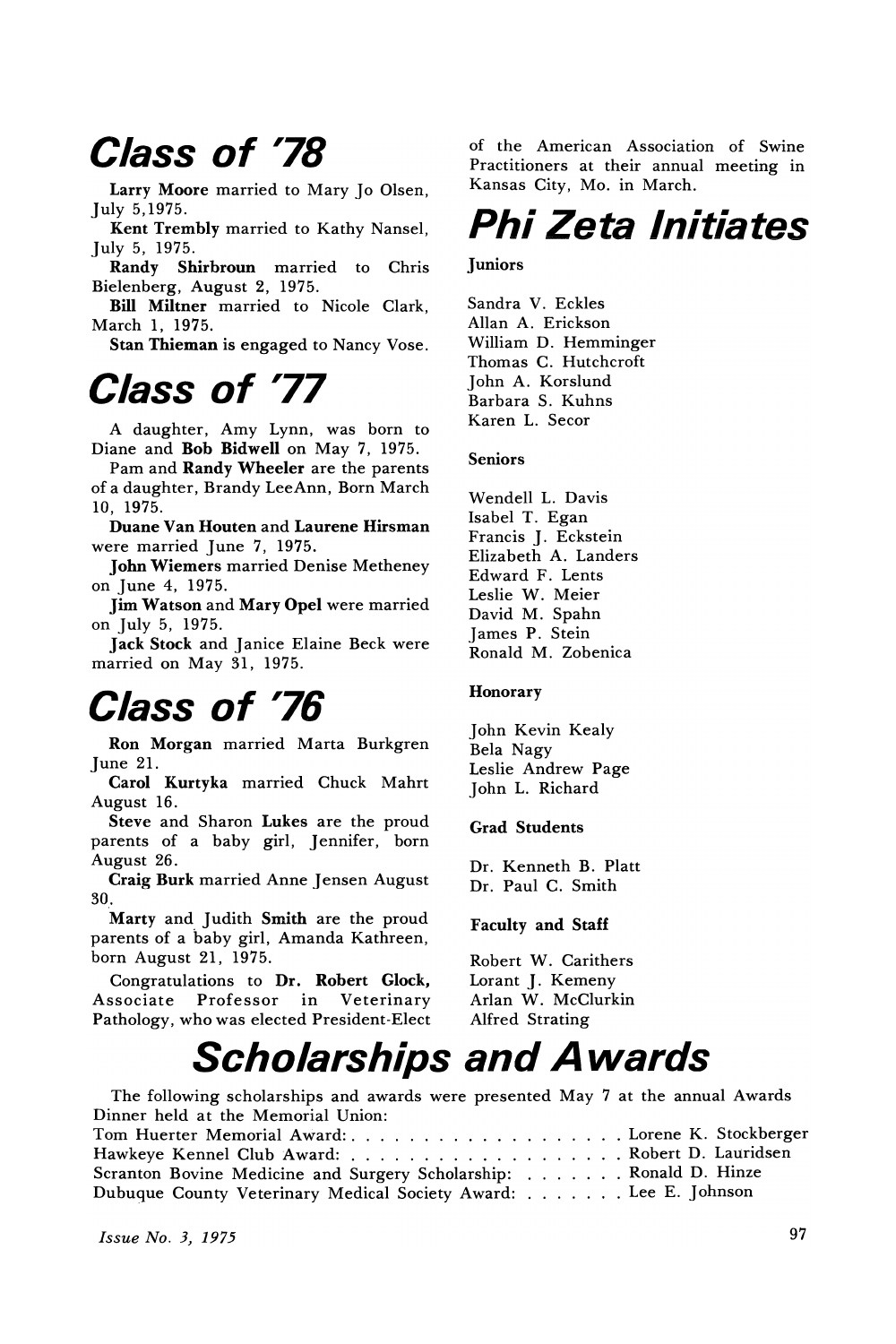# Class of '78

**Larry Moore** married to Mary Jo Olsen, July 5,1975.

**Kent Trembly** married to Kathy Nansel, July 5, 1975.

**Randy Shirbroun** married to Chris Bielenberg, August 2, 1975.

**Bill Miltner** married to Nicole Clark, March 1, 1975.

**Stan Thieman** is engaged to Nancy Vose.

# Class of '77

A daughter, Amy Lynn, was born to Diane and **Bob Bidwell** on May 7, 1975.

Pam and **Randy Wheeler** are the parents of a daughter, Brandy LeeAnn, Born March 10, 1975.

**Duane Van Houten** and **Laurene Hirsman** were married June 7, 1975.

**John Wiemers** married Denise Metheney on June 4, 1975.

**Jim Watson** and **Mary Opel** were married on July 5, 1975.

**Jack Stock** and Janice Elaine Beck were married on May 31, 1975.

# Class of '76

**Ron Morgan** married Marta Burkgren June 21.

**Carol Kurtyka** married Chuck Mahrt August 16.

**Steve** and Sharon **Lukes** are the proud parents of a baby girl, Jennifer, born August 26.

**Craig Burk** married Anne Jensen August 30.

**Marty** and Judith **Smith** are the proud parents of a baby girl, Amanda Kathreen, born August 21, 1975.

Congratulations to **Dr. Robert Glock,** Associate Professor in Veterinary Pathology, who was elected President-Elect of the American Association of Swine Practitioners at their annual meeting in Kansas City, Mo. in March.

# Phi Zeta Initiates

**Juniors**

Sandra V. Eckles
Allan A. Erickson
William D. Hemminger
Thomas C. Hutchcroft
John A. Korslund
Barbara S. Kuhns
Karen L. Secor

**Seniors**

Wendell L. Davis
Isabel T. Egan
Francis J. Eckstein
Elizabeth A. Landers
Edward F. Lents
Leslie W. Meier
David M. Spahn
James P. Stein
Ronald M. Zobenica

**Honorary**

John Kevin Kealy
Bela Nagy
Leslie Andrew Page
John L. Richard

**Grad Students**

Dr. Kenneth B. Platt
Dr. Paul C. Smith

**Faculty and Staff**

Robert W. Carithers
Lorant J. Kemeny
Arlan W. McClurkin
Alfred Strating

# Scholarships and Awards

The following scholarships and awards were presented May 7 at the annual Awards Dinner held at the Memorial Union:

Tom Huerter Memorial Award: . . . . . . . . . . . . . . . . . . . Lorene K. Stockberger
Hawkeye Kennel Club Award: . . . . . . . . . . . . . . . . . . . Robert D. Lauridsen
Scranton Bovine Medicine and Surgery Scholarship: . . . . . . . Ronald D. Hinze
Dubuque County Veterinary Medical Society Award: . . . . . . . Lee E. Johnson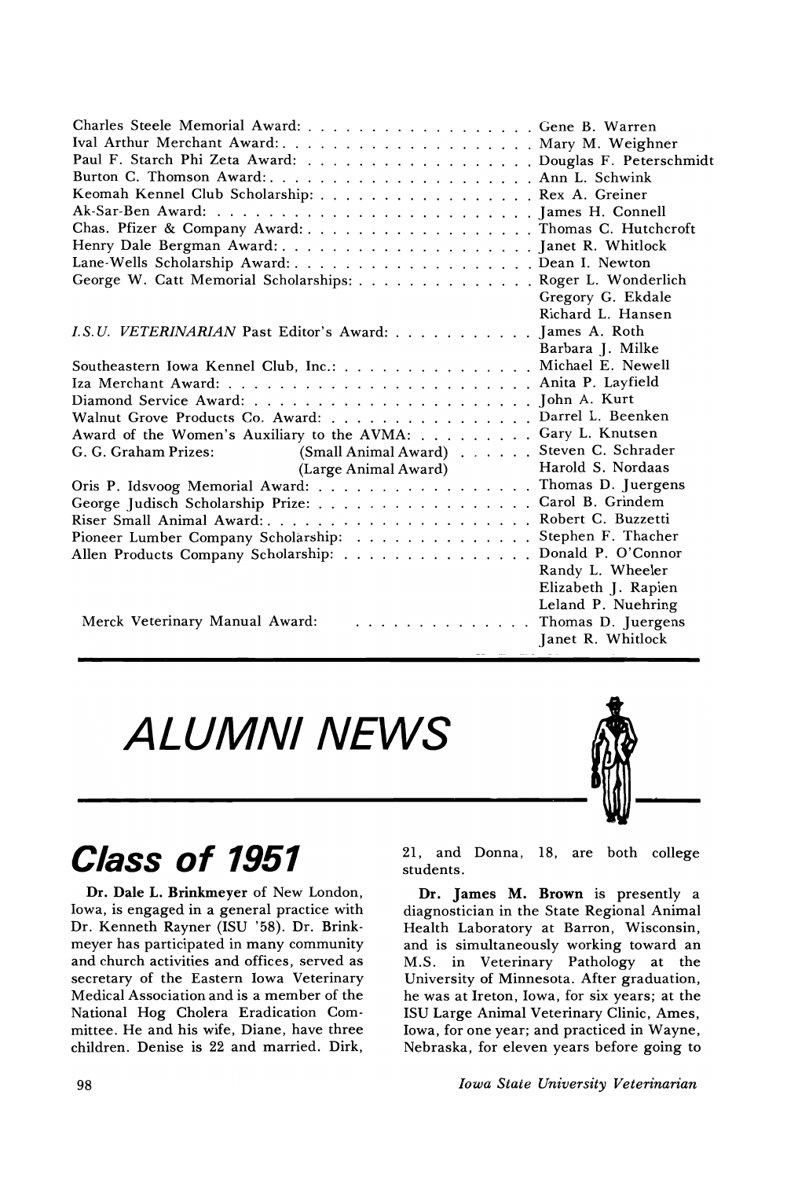| | |
|---|---|
| Charles Steele Memorial Award: | Gene B. Warren |
| Ival Arthur Merchant Award: | Mary M. Weighner |
| Paul F. Starch Phi Zeta Award: | Douglas F. Peterschmidt |
| Burton C. Thomson Award: | Ann L. Schwink |
| Keomah Kennel Club Scholarship: | Rex A. Greiner |
| Ak-Sar-Ben Award: | James H. Connell |
| Chas. Pfizer & Company Award: | Thomas C. Hutchcroft |
| Henry Dale Bergman Award: | Janet R. Whitlock |
| Lane-Wells Scholarship Award: | Dean I. Newton |
| George W. Catt Memorial Scholarships: | Roger L. Wonderlich<br>Gregory G. Ekdale<br>Richard L. Hansen |
| *I.S.U. VETERINARIAN* Past Editor's Award: | James A. Roth<br>Barbara J. Milke |
| Southeastern Iowa Kennel Club, Inc.: | Michael E. Newell |
| Iza Merchant Award: | Anita P. Layfield |
| Diamond Service Award: | John A. Kurt |
| Walnut Grove Products Co. Award: | Darrel L. Beenken |
| Award of the Women's Auxiliary to the AVMA: | Gary L. Knutsen |
| G. G. Graham Prizes: (Small Animal Award) | Steven C. Schrader |
| (Large Animal Award) | Harold S. Nordaas |
| Oris P. Idsvoog Memorial Award: | Thomas D. Juergens |
| George Judisch Scholarship Prize: | Carol B. Grindem |
| Riser Small Animal Award: | Robert C. Buzzetti |
| Pioneer Lumber Company Scholarship: | Stephen F. Thacher |
| Allen Products Company Scholarship: | Donald P. O'Connor<br>Randy L. Wheeler<br>Elizabeth J. Rapien<br>Leland P. Nuehring |
| Merck Veterinary Manual Award: | Thomas D. Juergens<br>Janet R. Whitlock |

# ALUMNI NEWS

## Class of 1951

**Dr. Dale L. Brinkmeyer** of New London, Iowa, is engaged in a general practice with Dr. Kenneth Rayner (ISU '58). Dr. Brinkmeyer has participated in many community and church activities and offices, served as secretary of the Eastern Iowa Veterinary Medical Association and is a member of the National Hog Cholera Eradication Committee. He and his wife, Diane, have three children. Denise is 22 and married. Dirk, 21, and Donna, 18, are both college students.

**Dr. James M. Brown** is presently a diagnostician in the State Regional Animal Health Laboratory at Barron, Wisconsin, and is simultaneously working toward an M.S. in Veterinary Pathology at the University of Minnesota. After graduation, he was at Ireton, Iowa, for six years; at the ISU Large Animal Veterinary Clinic, Ames, Iowa, for one year; and practiced in Wayne, Nebraska, for eleven years before going to